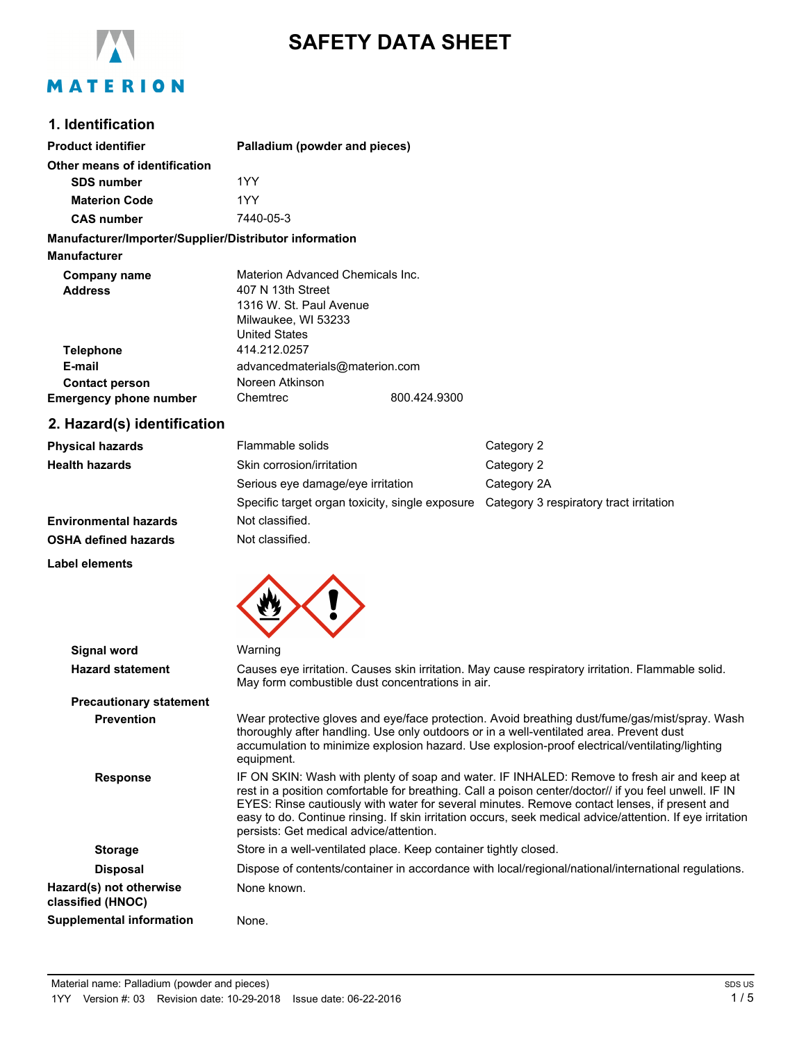# SAFETY DATA SHEET

## 1. Identification

| | |
|---|---|
| **Product identifier** | **Palladium (powder and pieces)** |
| **Other means of identification** | |
| **SDS number** | 1YY |
| **Materion Code** | 1YY |
| **CAS number** | 7440-05-3 |

**Manufacturer/Importer/Supplier/Distributor information**

**Manufacturer**

| | |
|---|---|
| **Company name** | Materion Advanced Chemicals Inc. |
| **Address** | 407 N 13th Street<br>1316 W. St. Paul Avenue<br>Milwaukee, WI 53233<br>United States |
| **Telephone** | 414.212.0257 |
| **E-mail** | advancedmaterials@materion.com |
| **Contact person** | Noreen Atkinson |
| **Emergency phone number** | Chemtrec 800.424.9300 |

## 2. Hazard(s) identification

| | | |
|---|---|---|
| **Physical hazards** | Flammable solids | Category 2 |
| **Health hazards** | Skin corrosion/irritation | Category 2 |
| | Serious eye damage/eye irritation | Category 2A |
| | Specific target organ toxicity, single exposure | Category 3 respiratory tract irritation |
| **Environmental hazards** | Not classified. | |
| **OSHA defined hazards** | Not classified. | |

**Label elements**

**Signal word** Warning

**Hazard statement** Causes eye irritation. Causes skin irritation. May cause respiratory irritation. Flammable solid. May form combustible dust concentrations in air.

**Precautionary statement**

**Prevention** Wear protective gloves and eye/face protection. Avoid breathing dust/fume/gas/mist/spray. Wash thoroughly after handling. Use only outdoors or in a well-ventilated area. Prevent dust accumulation to minimize explosion hazard. Use explosion-proof electrical/ventilating/lighting equipment.

**Response** IF ON SKIN: Wash with plenty of soap and water. IF INHALED: Remove to fresh air and keep at rest in a position comfortable for breathing. Call a poison center/doctor// if you feel unwell. IF IN EYES: Rinse cautiously with water for several minutes. Remove contact lenses, if present and easy to do. Continue rinsing. If skin irritation occurs, seek medical advice/attention. If eye irritation persists: Get medical advice/attention.

**Storage** Store in a well-ventilated place. Keep container tightly closed.

**Disposal** Dispose of contents/container in accordance with local/regional/national/international regulations.

**Hazard(s) not otherwise classified (HNOC)** None known.

**Supplemental information** None.

Material name: Palladium (powder and pieces)

1YY Version #: 03 Revision date: 10-29-2018 Issue date: 06-22-2016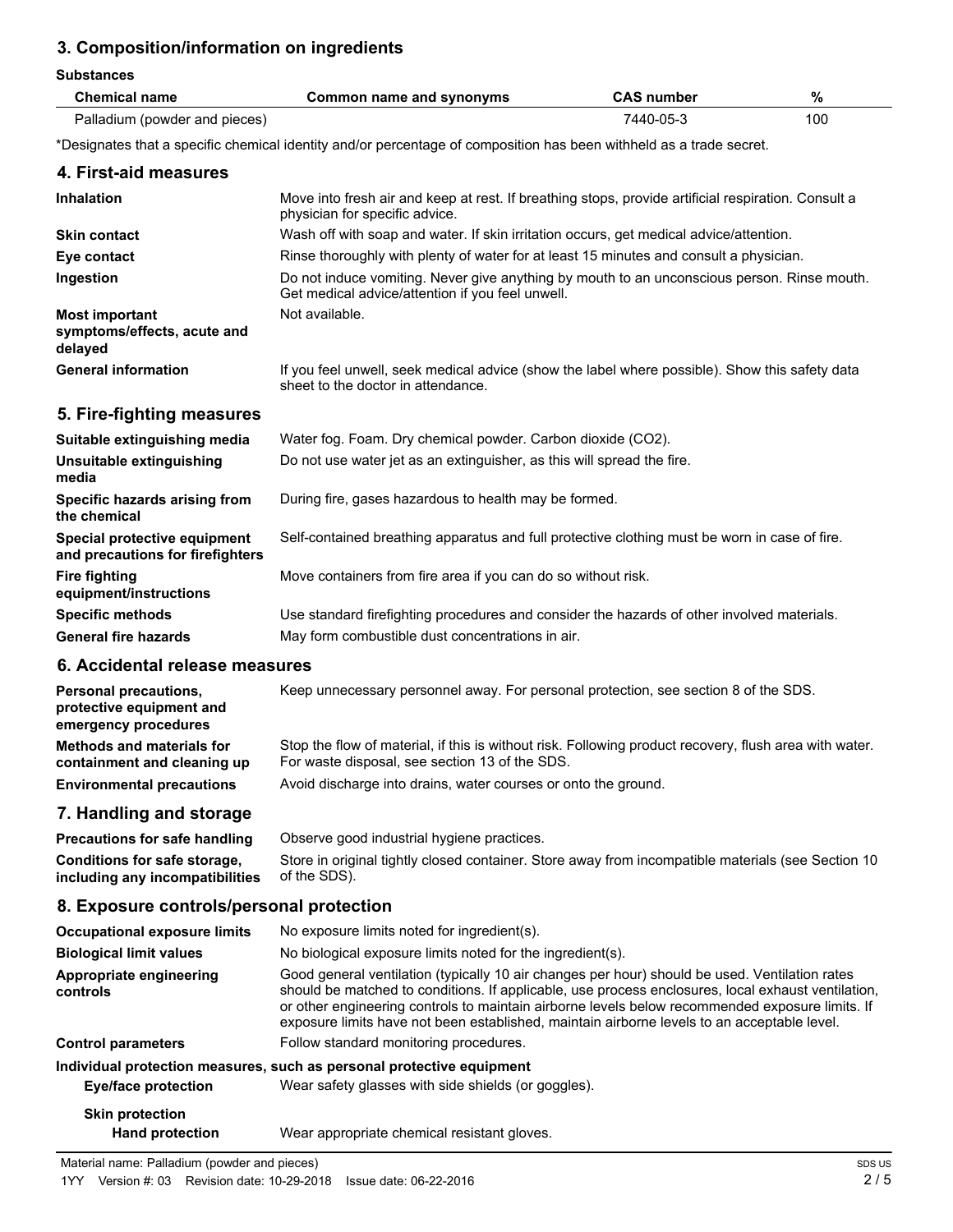## 3. Composition/information on ingredients

**Substances**

| Chemical name | Common name and synonyms | CAS number | % |
|---|---|---|---|
| Palladium (powder and pieces) | | 7440-05-3 | 100 |

*Designates that a specific chemical identity and/or percentage of composition has been withheld as a trade secret.

## 4. First-aid measures

**Inhalation**
Move into fresh air and keep at rest. If breathing stops, provide artificial respiration. Consult a physician for specific advice.

**Skin contact**
Wash off with soap and water. If skin irritation occurs, get medical advice/attention.

**Eye contact**
Rinse thoroughly with plenty of water for at least 15 minutes and consult a physician.

**Ingestion**
Do not induce vomiting. Never give anything by mouth to an unconscious person. Rinse mouth. Get medical advice/attention if you feel unwell.

**Most important symptoms/effects, acute and delayed**
Not available.

**General information**
If you feel unwell, seek medical advice (show the label where possible). Show this safety data sheet to the doctor in attendance.

## 5. Fire-fighting measures

**Suitable extinguishing media**
Water fog. Foam. Dry chemical powder. Carbon dioxide ($CO_2$).

**Unsuitable extinguishing media**
Do not use water jet as an extinguisher, as this will spread the fire.

**Specific hazards arising from the chemical**
During fire, gases hazardous to health may be formed.

**Special protective equipment and precautions for firefighters**
Self-contained breathing apparatus and full protective clothing must be worn in case of fire.

**Fire fighting equipment/instructions**
Move containers from fire area if you can do so without risk.

**Specific methods**
Use standard firefighting procedures and consider the hazards of other involved materials.

**General fire hazards**
May form combustible dust concentrations in air.

## 6. Accidental release measures

**Personal precautions, protective equipment and emergency procedures**
Keep unnecessary personnel away. For personal protection, see section 8 of the SDS.

**Methods and materials for containment and cleaning up**
Stop the flow of material, if this is without risk. Following product recovery, flush area with water. For waste disposal, see section 13 of the SDS.

**Environmental precautions**
Avoid discharge into drains, water courses or onto the ground.

## 7. Handling and storage

**Precautions for safe handling**
Observe good industrial hygiene practices.

**Conditions for safe storage, including any incompatibilities**
Store in original tightly closed container. Store away from incompatible materials (see Section 10 of the SDS).

## 8. Exposure controls/personal protection

**Occupational exposure limits**
No exposure limits noted for ingredient(s).

**Biological limit values**
No biological exposure limits noted for the ingredient(s).

**Appropriate engineering controls**
Good general ventilation (typically 10 air changes per hour) should be used. Ventilation rates should be matched to conditions. If applicable, use process enclosures, local exhaust ventilation, or other engineering controls to maintain airborne levels below recommended exposure limits. If exposure limits have not been established, maintain airborne levels to an acceptable level.

**Control parameters**
Follow standard monitoring procedures.

**Individual protection measures, such as personal protective equipment**

**Eye/face protection**
Wear safety glasses with side shields (or goggles).

**Skin protection**

**Hand protection**
Wear appropriate chemical resistant gloves.

Material name: Palladium (powder and pieces)

1YY Version #: 03 Revision date: 10-29-2018 Issue date: 06-22-2016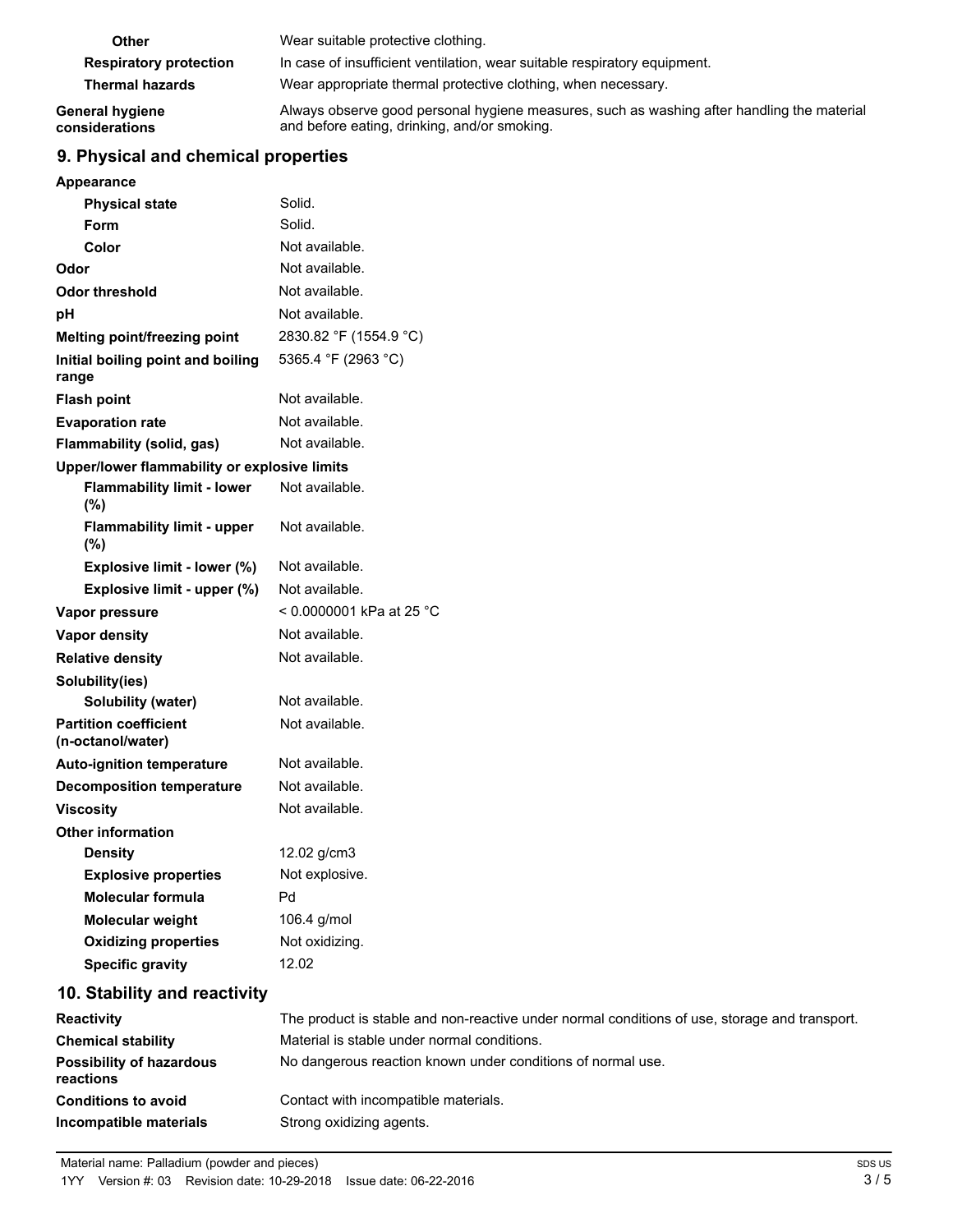| | |
|---|---|
| **Other** | Wear suitable protective clothing. |
| **Respiratory protection** | In case of insufficient ventilation, wear suitable respiratory equipment. |
| **Thermal hazards** | Wear appropriate thermal protective clothing, when necessary. |
| **General hygiene considerations** | Always observe good personal hygiene measures, such as washing after handling the material and before eating, drinking, and/or smoking. |

## 9. Physical and chemical properties

| | |
|---|---|
| **Appearance** | |
| **Physical state** | Solid. |
| **Form** | Solid. |
| **Color** | Not available. |
| **Odor** | Not available. |
| **Odor threshold** | Not available. |
| **pH** | Not available. |
| **Melting point/freezing point** | 2830.82 °F (1554.9 °C) |
| **Initial boiling point and boiling range** | 5365.4 °F (2963 °C) |
| **Flash point** | Not available. |
| **Evaporation rate** | Not available. |
| **Flammability (solid, gas)** | Not available. |
| **Upper/lower flammability or explosive limits** | |
| **Flammability limit - lower (%)** | Not available. |
| **Flammability limit - upper (%)** | Not available. |
| **Explosive limit - lower (%)** | Not available. |
| **Explosive limit - upper (%)** | Not available. |
| **Vapor pressure** | < 0.0000001 kPa at 25 °C |
| **Vapor density** | Not available. |
| **Relative density** | Not available. |
| **Solubility(ies)** | |
| **Solubility (water)** | Not available. |
| **Partition coefficient (n-octanol/water)** | Not available. |
| **Auto-ignition temperature** | Not available. |
| **Decomposition temperature** | Not available. |
| **Viscosity** | Not available. |
| **Other information** | |
| **Density** | 12.02 g/cm3 |
| **Explosive properties** | Not explosive. |
| **Molecular formula** | Pd |
| **Molecular weight** | 106.4 g/mol |
| **Oxidizing properties** | Not oxidizing. |
| **Specific gravity** | 12.02 |

## 10. Stability and reactivity

| | |
|---|---|
| **Reactivity** | The product is stable and non-reactive under normal conditions of use, storage and transport. |
| **Chemical stability** | Material is stable under normal conditions. |
| **Possibility of hazardous reactions** | No dangerous reaction known under conditions of normal use. |
| **Conditions to avoid** | Contact with incompatible materials. |
| **Incompatible materials** | Strong oxidizing agents. |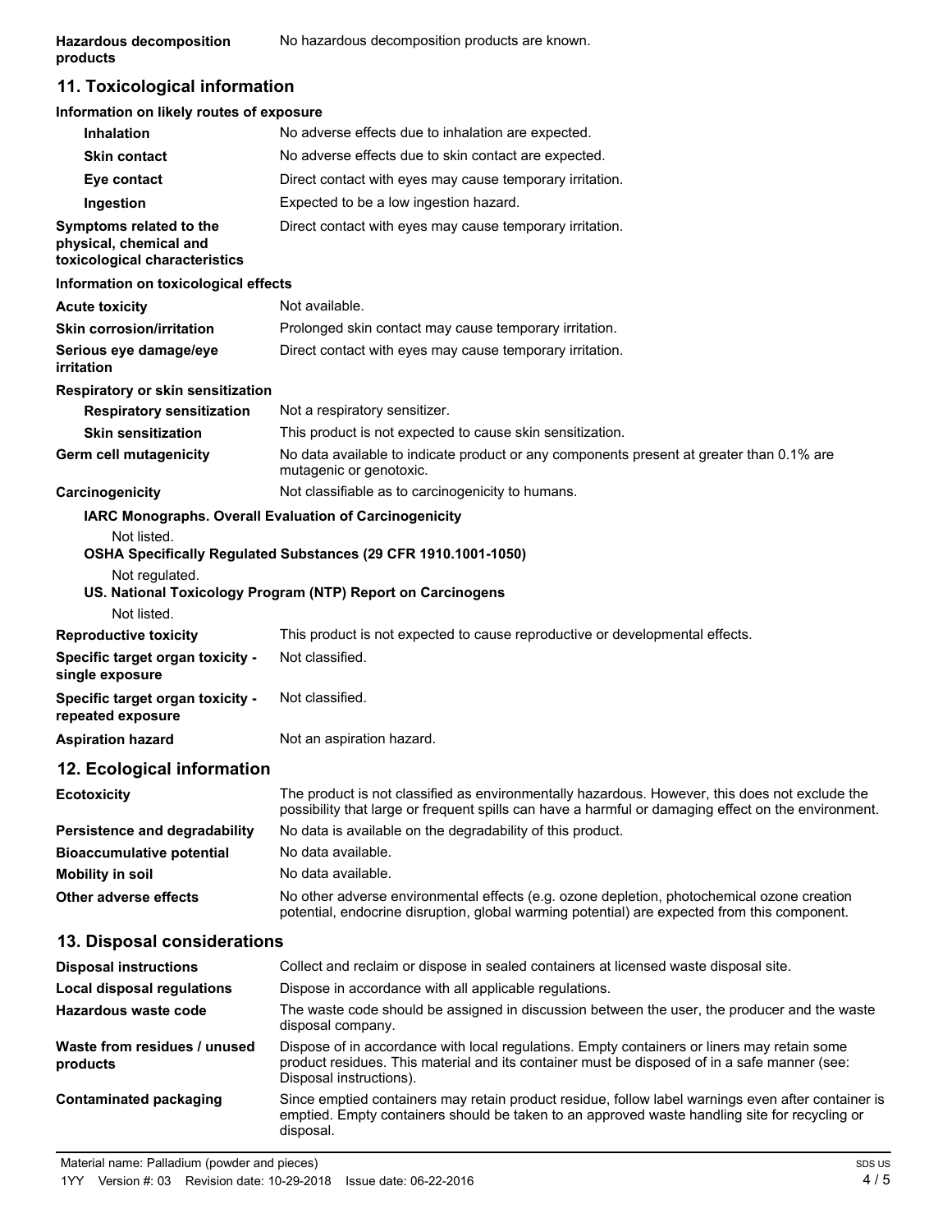| | |
|---|---|
| **Hazardous decomposition products** | No hazardous decomposition products are known. |

## 11. Toxicological information

**Information on likely routes of exposure**

| | |
|---|---|
| **Inhalation** | No adverse effects due to inhalation are expected. |
| **Skin contact** | No adverse effects due to skin contact are expected. |
| **Eye contact** | Direct contact with eyes may cause temporary irritation. |
| **Ingestion** | Expected to be a low ingestion hazard. |
| **Symptoms related to the physical, chemical and toxicological characteristics** | Direct contact with eyes may cause temporary irritation. |

**Information on toxicological effects**

| | |
|---|---|
| **Acute toxicity** | Not available. |
| **Skin corrosion/irritation** | Prolonged skin contact may cause temporary irritation. |
| **Serious eye damage/eye irritation** | Direct contact with eyes may cause temporary irritation. |

**Respiratory or skin sensitization**

| | |
|---|---|
| **Respiratory sensitization** | Not a respiratory sensitizer. |
| **Skin sensitization** | This product is not expected to cause skin sensitization. |
| **Germ cell mutagenicity** | No data available to indicate product or any components present at greater than 0.1% are mutagenic or genotoxic. |
| **Carcinogenicity** | Not classifiable as to carcinogenicity to humans. |

**IARC Monographs. Overall Evaluation of Carcinogenicity**

Not listed.

**OSHA Specifically Regulated Substances (29 CFR 1910.1001-1050)**

Not regulated.

**US. National Toxicology Program (NTP) Report on Carcinogens**

Not listed.

| | |
|---|---|
| **Reproductive toxicity** | This product is not expected to cause reproductive or developmental effects. |
| **Specific target organ toxicity - single exposure** | Not classified. |
| **Specific target organ toxicity - repeated exposure** | Not classified. |
| **Aspiration hazard** | Not an aspiration hazard. |

## 12. Ecological information

| | |
|---|---|
| **Ecotoxicity** | The product is not classified as environmentally hazardous. However, this does not exclude the possibility that large or frequent spills can have a harmful or damaging effect on the environment. |
| **Persistence and degradability** | No data is available on the degradability of this product. |
| **Bioaccumulative potential** | No data available. |
| **Mobility in soil** | No data available. |
| **Other adverse effects** | No other adverse environmental effects (e.g. ozone depletion, photochemical ozone creation potential, endocrine disruption, global warming potential) are expected from this component. |

## 13. Disposal considerations

| | |
|---|---|
| **Disposal instructions** | Collect and reclaim or dispose in sealed containers at licensed waste disposal site. |
| **Local disposal regulations** | Dispose in accordance with all applicable regulations. |
| **Hazardous waste code** | The waste code should be assigned in discussion between the user, the producer and the waste disposal company. |
| **Waste from residues / unused products** | Dispose of in accordance with local regulations. Empty containers or liners may retain some product residues. This material and its container must be disposed of in a safe manner (see: Disposal instructions). |
| **Contaminated packaging** | Since emptied containers may retain product residue, follow label warnings even after container is emptied. Empty containers should be taken to an approved waste handling site for recycling or disposal. |

Material name: Palladium (powder and pieces)

1YY Version #: 03 Revision date: 10-29-2018 Issue date: 06-22-2016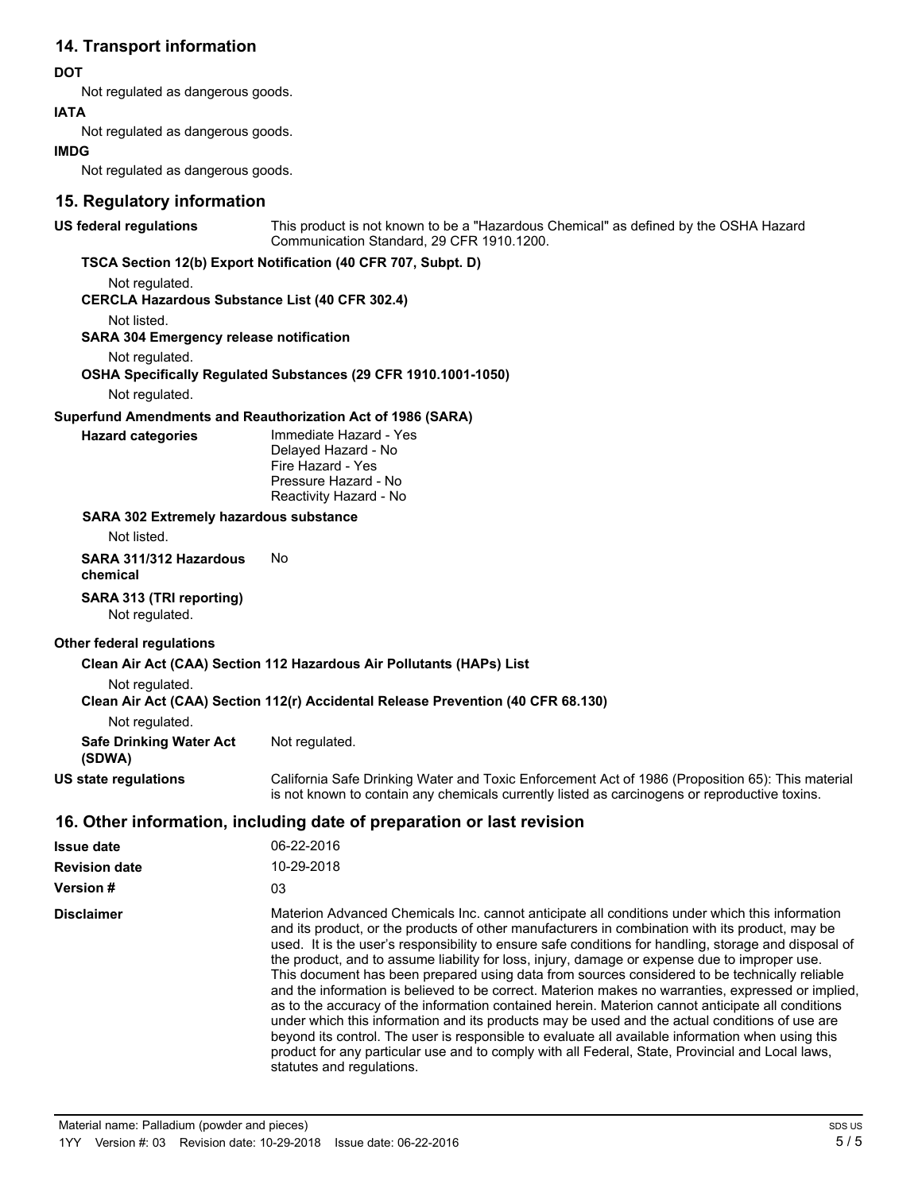## 14. Transport information

**DOT**

Not regulated as dangerous goods.

**IATA**

Not regulated as dangerous goods.

**IMDG**

Not regulated as dangerous goods.

## 15. Regulatory information

**US federal regulations** This product is not known to be a "Hazardous Chemical" as defined by the OSHA Hazard Communication Standard, 29 CFR 1910.1200.

**TSCA Section 12(b) Export Notification (40 CFR 707, Subpt. D)**

Not regulated.

**CERCLA Hazardous Substance List (40 CFR 302.4)**

Not listed.

**SARA 304 Emergency release notification**

Not regulated.

**OSHA Specifically Regulated Substances (29 CFR 1910.1001-1050)**

Not regulated.

**Superfund Amendments and Reauthorization Act of 1986 (SARA)**

**Hazard categories**

Immediate Hazard - Yes
Delayed Hazard - No
Fire Hazard - Yes
Pressure Hazard - No
Reactivity Hazard - No

**SARA 302 Extremely hazardous substance**

Not listed.

**SARA 311/312 Hazardous chemical** No

**SARA 313 (TRI reporting)**

Not regulated.

**Other federal regulations**

**Clean Air Act (CAA) Section 112 Hazardous Air Pollutants (HAPs) List**

Not regulated.

**Clean Air Act (CAA) Section 112(r) Accidental Release Prevention (40 CFR 68.130)**

Not regulated.

**Safe Drinking Water Act (SDWA)** Not regulated.

**US state regulations** California Safe Drinking Water and Toxic Enforcement Act of 1986 (Proposition 65): This material is not known to contain any chemicals currently listed as carcinogens or reproductive toxins.

## 16. Other information, including date of preparation or last revision

**Issue date** 06-22-2016

**Revision date** 10-29-2018

**Version #** 03

**Disclaimer** Materion Advanced Chemicals Inc. cannot anticipate all conditions under which this information and its product, or the products of other manufacturers in combination with its product, may be used. It is the user's responsibility to ensure safe conditions for handling, storage and disposal of the product, and to assume liability for loss, injury, damage or expense due to improper use. This document has been prepared using data from sources considered to be technically reliable and the information is believed to be correct. Materion makes no warranties, expressed or implied, as to the accuracy of the information contained herein. Materion cannot anticipate all conditions under which this information and its products may be used and the actual conditions of use are beyond its control. The user is responsible to evaluate all available information when using this product for any particular use and to comply with all Federal, State, Provincial and Local laws, statutes and regulations.